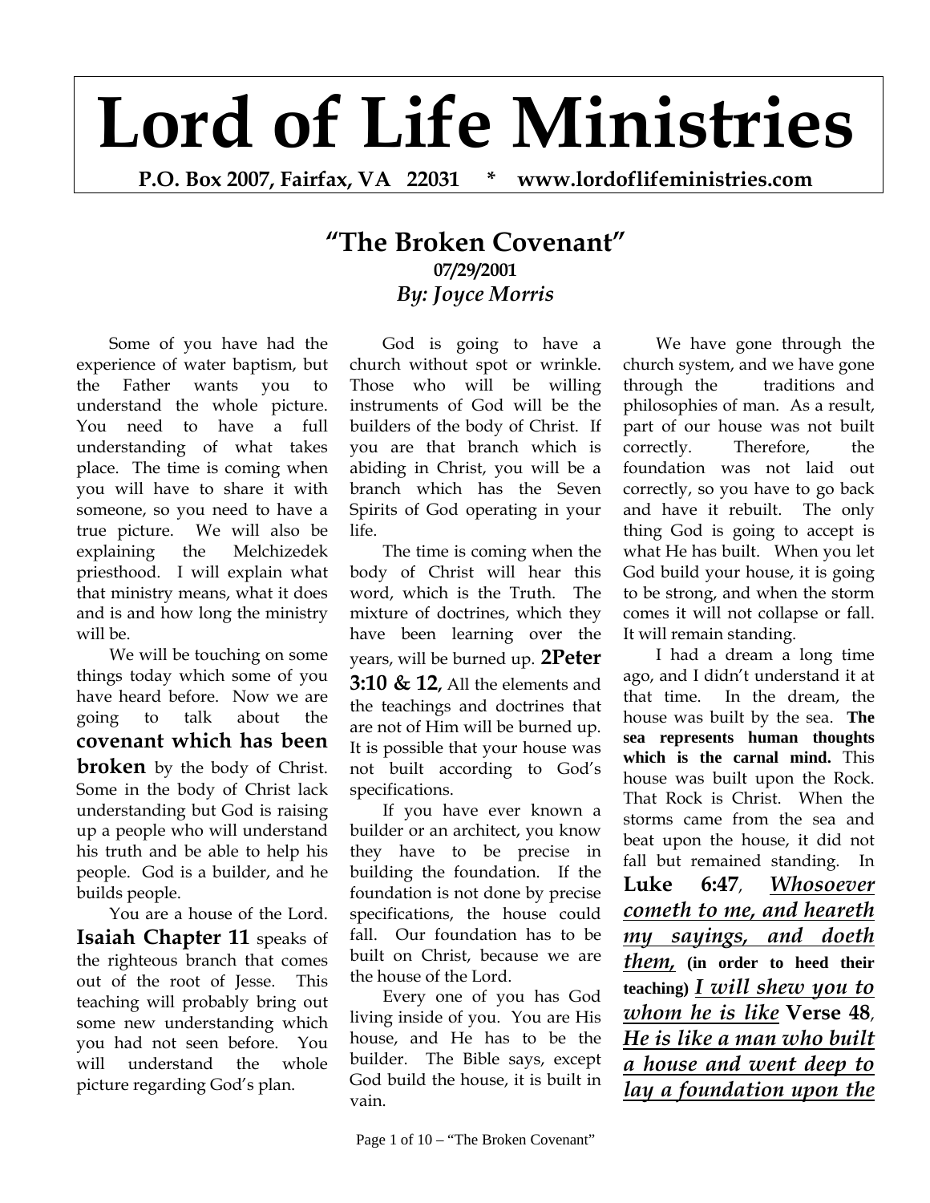# Lord of Life Ministries

**P.O. Box 2007, Fairfax, VA 22031 * www.lordoflifeministries.com**

## "The Broken Covenant"

**07/29/2001**

***By: Joyce Morris***

Some of you have had the experience of water baptism, but the Father wants you to understand the whole picture. You need to have a full understanding of what takes place. The time is coming when you will have to share it with someone, so you need to have a true picture. We will also be explaining the Melchizedek priesthood. I will explain what that ministry means, what it does and is and how long the ministry will be.

We will be touching on some things today which some of you have heard before. Now we are going to talk about the **covenant which has been broken** by the body of Christ. Some in the body of Christ lack understanding but God is raising up a people who will understand his truth and be able to help his people. God is a builder, and he builds people.

You are a house of the Lord. **Isaiah Chapter 11** speaks of the righteous branch that comes out of the root of Jesse. This teaching will probably bring out some new understanding which you had not seen before. You will understand the whole picture regarding God's plan.

God is going to have a church without spot or wrinkle. Those who will be willing instruments of God will be the builders of the body of Christ. If you are that branch which is abiding in Christ, you will be a branch which has the Seven Spirits of God operating in your life.

The time is coming when the body of Christ will hear this word, which is the Truth. The mixture of doctrines, which they have been learning over the years, will be burned up. **2Peter 3:10 & 12**, All the elements and the teachings and doctrines that are not of Him will be burned up. It is possible that your house was not built according to God's specifications.

If you have ever known a builder or an architect, you know they have to be precise in building the foundation. If the foundation is not done by precise specifications, the house could fall. Our foundation has to be built on Christ, because we are the house of the Lord.

Every one of you has God living inside of you. You are His house, and He has to be the builder. The Bible says, except God build the house, it is built in vain.

We have gone through the church system, and we have gone through the traditions and philosophies of man. As a result, part of our house was not built correctly. Therefore, the foundation was not laid out correctly, so you have to go back and have it rebuilt. The only thing God is going to accept is what He has built. When you let God build your house, it is going to be strong, and when the storm comes it will not collapse or fall. It will remain standing.

I had a dream a long time ago, and I didn't understand it at that time. In the dream, the house was built by the sea. **The sea represents human thoughts which is the carnal mind.** This house was built upon the Rock. That Rock is Christ. When the storms came from the sea and beat upon the house, it did not fall but remained standing. In **Luke 6:47**, ***Whosoever cometh to me, and heareth my sayings, and doeth them,*** **(in order to heed their teaching)** ***I will shew you to whom he is like*** **Verse 48**, ***He is like a man who built a house and went deep to lay a foundation upon the***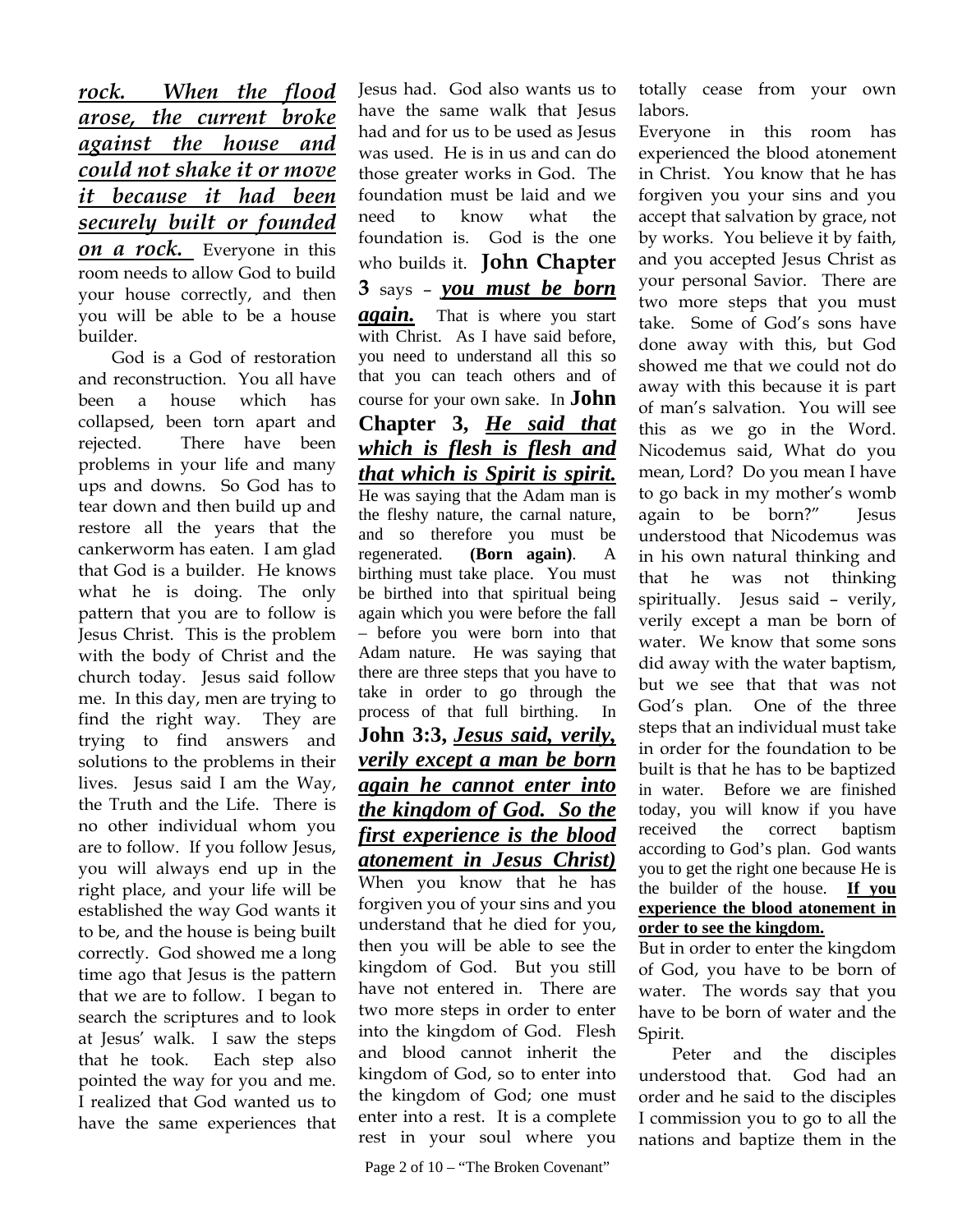***rock. When the flood arose, the current broke against the house and could not shake it or move it because it had been securely built or founded on a rock.*** Everyone in this room needs to allow God to build your house correctly, and then you will be able to be a house builder.

God is a God of restoration and reconstruction. You all have been a house which has collapsed, been torn apart and rejected. There have been problems in your life and many ups and downs. So God has to tear down and then build up and restore all the years that the cankerworm has eaten. I am glad that God is a builder. He knows what he is doing. The only pattern that you are to follow is Jesus Christ. This is the problem with the body of Christ and the church today. Jesus said follow me. In this day, men are trying to find the right way. They are trying to find answers and solutions to the problems in their lives. Jesus said I am the Way, the Truth and the Life. There is no other individual whom you are to follow. If you follow Jesus, you will always end up in the right place, and your life will be established the way God wants it to be, and the house is being built correctly. God showed me a long time ago that Jesus is the pattern that we are to follow. I began to search the scriptures and to look at Jesus' walk. I saw the steps that he took. Each step also pointed the way for you and me. I realized that God wanted us to have the same experiences that Jesus had. God also wants us to have the same walk that Jesus had and for us to be used as Jesus was used. He is in us and can do those greater works in God. The foundation must be laid and we need to know what the foundation is. God is the one who builds it. **John Chapter 3** says – ***you must be born again.*** That is where you start with Christ. As I have said before, you need to understand all this so that you can teach others and of course for your own sake. In **John Chapter 3,** ***He said that which is flesh is flesh and that which is Spirit is spirit.*** He was saying that the Adam man is the fleshy nature, the carnal nature, and so therefore you must be regenerated. **(Born again)**. A birthing must take place. You must be birthed into that spiritual being again which you were before the fall – before you were born into that Adam nature. He was saying that there are three steps that you have to take in order to go through the process of that full birthing. In **John 3:3,** ***Jesus said, verily, verily except a man be born again he cannot enter into the kingdom of God. So the first experience is the blood atonement in Jesus Christ)*** When you know that he has forgiven you of your sins and you understand that he died for you, then you will be able to see the kingdom of God. But you still have not entered in. There are two more steps in order to enter into the kingdom of God. Flesh and blood cannot inherit the kingdom of God, so to enter into the kingdom of God; one must enter into a rest. It is a complete rest in your soul where you totally cease from your own labors.

Everyone in this room has experienced the blood atonement in Christ. You know that he has forgiven you your sins and you accept that salvation by grace, not by works. You believe it by faith, and you accepted Jesus Christ as your personal Savior. There are two more steps that you must take. Some of God's sons have done away with this, but God showed me that we could not do away with this because it is part of man's salvation. You will see this as we go in the Word. Nicodemus said, What do you mean, Lord? Do you mean I have to go back in my mother's womb again to be born?" Jesus understood that Nicodemus was in his own natural thinking and that he was not thinking spiritually. Jesus said – verily, verily except a man be born of water. We know that some sons did away with the water baptism, but we see that that was not God's plan. One of the three steps that an individual must take in order for the foundation to be built is that he has to be baptized in water. Before we are finished today, you will know if you have received the correct baptism according to God's plan. God wants you to get the right one because He is the builder of the house. **If you experience the blood atonement in order to see the kingdom.**

But in order to enter the kingdom of God, you have to be born of water. The words say that you have to be born of water and the Spirit.

Peter and the disciples understood that. God had an order and he said to the disciples I commission you to go to all the nations and baptize them in the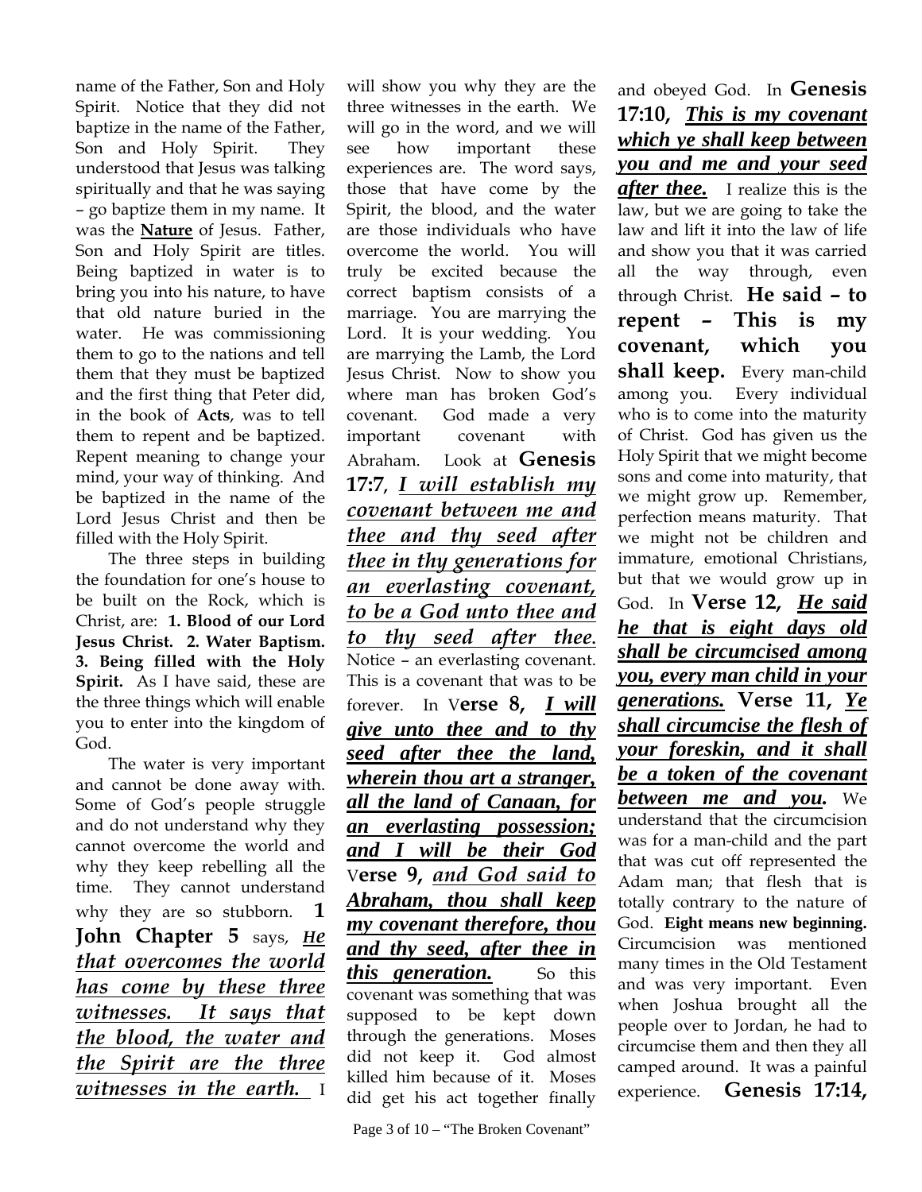name of the Father, Son and Holy Spirit. Notice that they did not baptize in the name of the Father, Son and Holy Spirit. They understood that Jesus was talking spiritually and that he was saying – go baptize them in my name. It was the **Nature** of Jesus. Father, Son and Holy Spirit are titles. Being baptized in water is to bring you into his nature, to have that old nature buried in the water. He was commissioning them to go to the nations and tell them that they must be baptized and the first thing that Peter did, in the book of **Acts**, was to tell them to repent and be baptized. Repent meaning to change your mind, your way of thinking. And be baptized in the name of the Lord Jesus Christ and then be filled with the Holy Spirit.

The three steps in building the foundation for one's house to be built on the Rock, which is Christ, are: **1. Blood of our Lord Jesus Christ. 2. Water Baptism. 3. Being filled with the Holy Spirit.** As I have said, these are the three things which will enable you to enter into the kingdom of God.

The water is very important and cannot be done away with. Some of God's people struggle and do not understand why they cannot overcome the world and why they keep rebelling all the time. They cannot understand why they are so stubborn. **1 John Chapter 5** says, ***He that overcomes the world has come by these three witnesses. It says that the blood, the water and the Spirit are the three witnesses in the earth.*** I will show you why they are the three witnesses in the earth. We will go in the word, and we will see how important these experiences are. The word says, those that have come by the Spirit, the blood, and the water are those individuals who have overcome the world. You will truly be excited because the correct baptism consists of a marriage. You are marrying the Lord. It is your wedding. You are marrying the Lamb, the Lord Jesus Christ. Now to show you where man has broken God's covenant. God made a very important covenant with Abraham. Look at **Genesis 17:7**, ***I will establish my covenant between me and thee and thy seed after thee in thy generations for an everlasting covenant, to be a God unto thee and to thy seed after thee.*** Notice – an everlasting covenant. This is a covenant that was to be forever. In V**erse 8,** ***I will give unto thee and to thy seed after thee the land, wherein thou art a stranger, all the land of Canaan, for an everlasting possession; and I will be their God*** V**erse 9,** ***and God said to Abraham, thou shall keep my covenant therefore, thou and thy seed, after thee in this generation.*** So this covenant was something that was supposed to be kept down through the generations. Moses did not keep it. God almost killed him because of it. Moses did get his act together finally and obeyed God. In **Genesis 17:10,** ***This is my covenant which ye shall keep between you and me and your seed after thee.*** I realize this is the law, but we are going to take the law and lift it into the law of life and show you that it was carried all the way through, even through Christ. **He said – to repent – This is my covenant, which you shall keep.** Every man-child among you. Every individual who is to come into the maturity of Christ. God has given us the Holy Spirit that we might become sons and come into maturity, that we might grow up. Remember, perfection means maturity. That we might not be children and immature, emotional Christians, but that we would grow up in God. In **Verse 12,** ***He said he that is eight days old shall be circumcised among you, every man child in your generations.*** **Verse 11,** ***Ye shall circumcise the flesh of your foreskin, and it shall be a token of the covenant between me and you.*** We understand that the circumcision was for a man-child and the part that was cut off represented the Adam man; that flesh that is totally contrary to the nature of God. **Eight means new beginning.** Circumcision was mentioned many times in the Old Testament and was very important. Even when Joshua brought all the people over to Jordan, he had to circumcise them and then they all camped around. It was a painful experience. **Genesis 17:14,**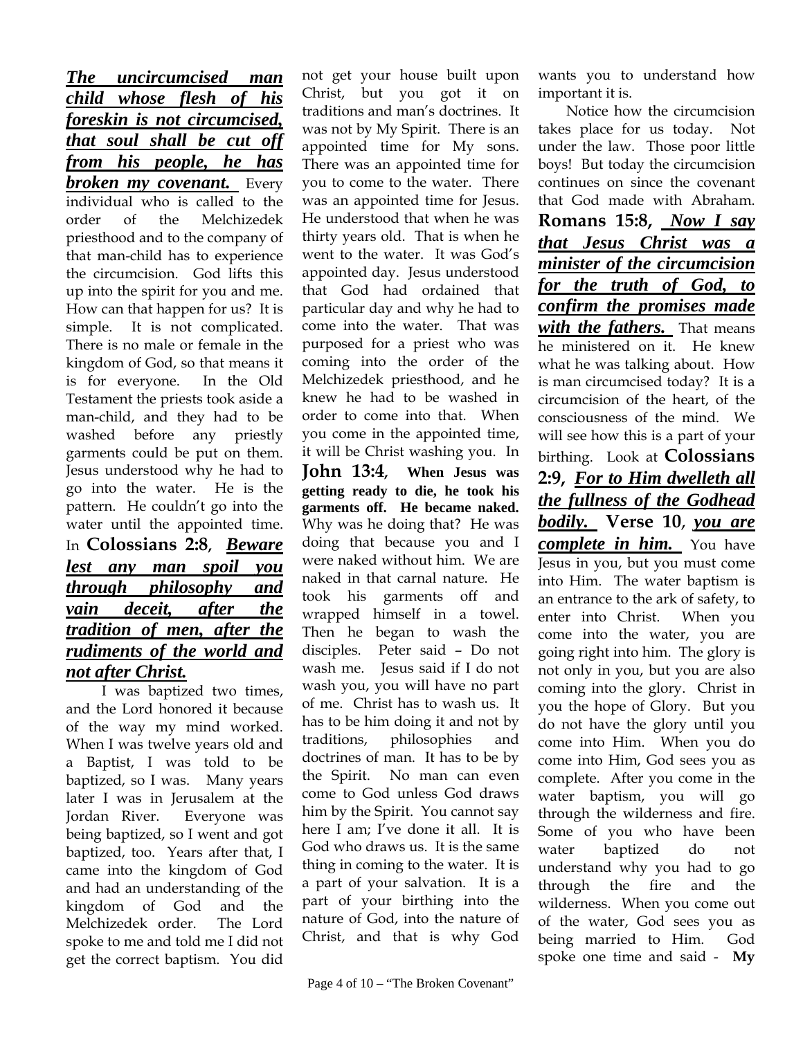***The uncircumcised man child whose flesh of his foreskin is not circumcised, that soul shall be cut off from his people, he has broken my covenant.*** Every individual who is called to the order of the Melchizedek priesthood and to the company of that man-child has to experience the circumcision. God lifts this up into the spirit for you and me. How can that happen for us? It is simple. It is not complicated. There is no male or female in the kingdom of God, so that means it is for everyone. In the Old Testament the priests took aside a man-child, and they had to be washed before any priestly garments could be put on them. Jesus understood why he had to go into the water. He is the pattern. He couldn't go into the water until the appointed time. In **Colossians 2:8**, ***Beware lest any man spoil you through philosophy and vain deceit, after the tradition of men, after the rudiments of the world and not after Christ.***

I was baptized two times, and the Lord honored it because of the way my mind worked. When I was twelve years old and a Baptist, I was told to be baptized, so I was. Many years later I was in Jerusalem at the Jordan River. Everyone was being baptized, so I went and got baptized, too. Years after that, I came into the kingdom of God and had an understanding of the kingdom of God and the Melchizedek order. The Lord spoke to me and told me I did not get the correct baptism. You did not get your house built upon Christ, but you got it on traditions and man's doctrines. It was not by My Spirit. There is an appointed time for My sons. There was an appointed time for you to come to the water. There was an appointed time for Jesus. He understood that when he was thirty years old. That is when he went to the water. It was God's appointed day. Jesus understood that God had ordained that particular day and why he had to come into the water. That was purposed for a priest who was coming into the order of the Melchizedek priesthood, and he knew he had to be washed in order to come into that. When you come in the appointed time, it will be Christ washing you. In **John 13:4**, **When Jesus was getting ready to die, he took his garments off. He became naked.** Why was he doing that? He was doing that because you and I were naked without him. We are naked in that carnal nature. He took his garments off and wrapped himself in a towel. Then he began to wash the disciples. Peter said – Do not wash me. Jesus said if I do not wash you, you will have no part of me. Christ has to wash us. It has to be him doing it and not by traditions, philosophies and doctrines of man. It has to be by the Spirit. No man can even come to God unless God draws him by the Spirit. You cannot say here I am; I've done it all. It is God who draws us. It is the same thing in coming to the water. It is a part of your salvation. It is a part of your birthing into the nature of God, into the nature of Christ, and that is why God wants you to understand how important it is.

Notice how the circumcision takes place for us today. Not under the law. Those poor little boys! But today the circumcision continues on since the covenant that God made with Abraham. **Romans 15:8,** ***Now I say that Jesus Christ was a minister of the circumcision for the truth of God, to confirm the promises made with the fathers.*** That means he ministered on it. He knew what he was talking about. How is man circumcised today? It is a circumcision of the heart, of the consciousness of the mind. We will see how this is a part of your birthing. Look at **Colossians 2:9,** ***For to Him dwelleth all the fullness of the Godhead bodily.*** **Verse 10**, ***you are complete in him.*** You have Jesus in you, but you must come into Him. The water baptism is an entrance to the ark of safety, to enter into Christ. When you come into the water, you are going right into him. The glory is not only in you, but you are also coming into the glory. Christ in you the hope of Glory. But you do not have the glory until you come into Him. When you do come into Him, God sees you as complete. After you come in the water baptism, you will go through the wilderness and fire. Some of you who have been water baptized do not understand why you had to go through the fire and the wilderness. When you come out of the water, God sees you as being married to Him. God spoke one time and said - **My**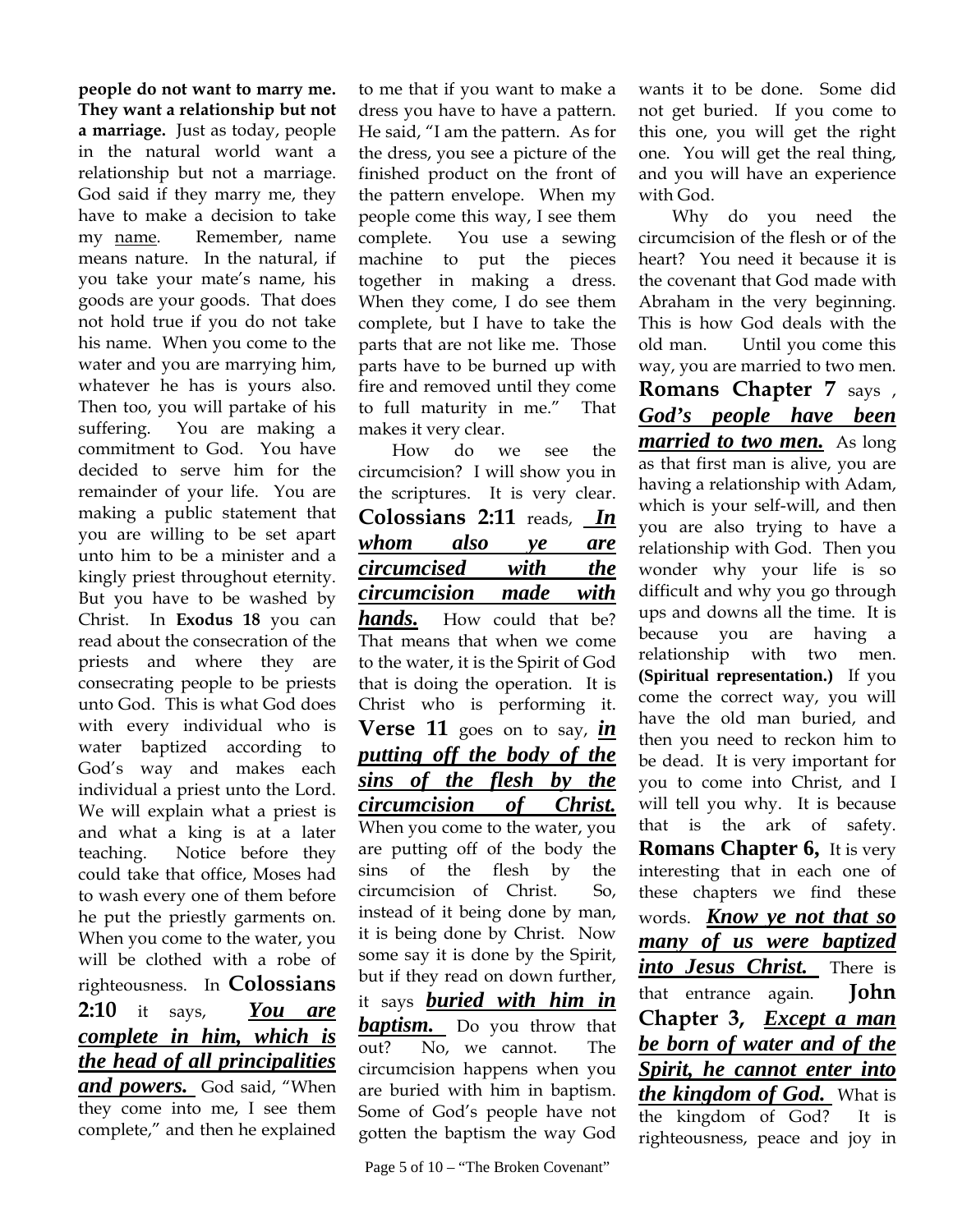**people do not want to marry me. They want a relationship but not a marriage.** Just as today, people in the natural world want a relationship but not a marriage. God said if they marry me, they have to make a decision to take my name. Remember, name means nature. In the natural, if you take your mate's name, his goods are your goods. That does not hold true if you do not take his name. When you come to the water and you are marrying him, whatever he has is yours also. Then too, you will partake of his suffering. You are making a commitment to God. You have decided to serve him for the remainder of your life. You are making a public statement that you are willing to be set apart unto him to be a minister and a kingly priest throughout eternity. But you have to be washed by Christ. In **Exodus 18** you can read about the consecration of the priests and where they are consecrating people to be priests unto God. This is what God does with every individual who is water baptized according to God's way and makes each individual a priest unto the Lord. We will explain what a priest is and what a king is at a later teaching. Notice before they could take that office, Moses had to wash every one of them before he put the priestly garments on. When you come to the water, you will be clothed with a robe of righteousness. In **Colossians 2:10** it says, ***You are complete in him, which is the head of all principalities and powers.*** God said, "When they come into me, I see them complete," and then he explained to me that if you want to make a dress you have to have a pattern. He said, "I am the pattern. As for the dress, you see a picture of the finished product on the front of the pattern envelope. When my people come this way, I see them complete. You use a sewing machine to put the pieces together in making a dress. When they come, I do see them complete, but I have to take the parts that are not like me. Those parts have to be burned up with fire and removed until they come to full maturity in me." That makes it very clear.

How do we see the circumcision? I will show you in the scriptures. It is very clear. **Colossians 2:11** reads, ***In whom also ye are circumcised with the circumcision made with hands.*** How could that be? That means that when we come to the water, it is the Spirit of God that is doing the operation. It is Christ who is performing it. **Verse 11** goes on to say, ***in putting off the body of the sins of the flesh by the circumcision of Christ.*** When you come to the water, you are putting off of the body the sins of the flesh by the circumcision of Christ. So, instead of it being done by man, it is being done by Christ. Now some say it is done by the Spirit, but if they read on down further, it says ***buried with him in baptism.*** Do you throw that out? No, we cannot. The circumcision happens when you are buried with him in baptism. Some of God's people have not gotten the baptism the way God wants it to be done. Some did not get buried. If you come to this one, you will get the right one. You will get the real thing, and you will have an experience with God.

Why do you need the circumcision of the flesh or of the heart? You need it because it is the covenant that God made with Abraham in the very beginning. This is how God deals with the old man. Until you come this way, you are married to two men. **Romans Chapter 7** says , ***God's people have been married to two men.*** As long as that first man is alive, you are having a relationship with Adam, which is your self-will, and then you are also trying to have a relationship with God. Then you wonder why your life is so difficult and why you go through ups and downs all the time. It is because you are having a relationship with two men. **(Spiritual representation.)** If you come the correct way, you will have the old man buried, and then you need to reckon him to be dead. It is very important for you to come into Christ, and I will tell you why. It is because that is the ark of safety. **Romans Chapter 6,** It is very interesting that in each one of these chapters we find these words. ***Know ye not that so many of us were baptized into Jesus Christ.*** There is that entrance again. **John Chapter 3,** ***Except a man be born of water and of the Spirit, he cannot enter into the kingdom of God.*** What is the kingdom of God? It is righteousness, peace and joy in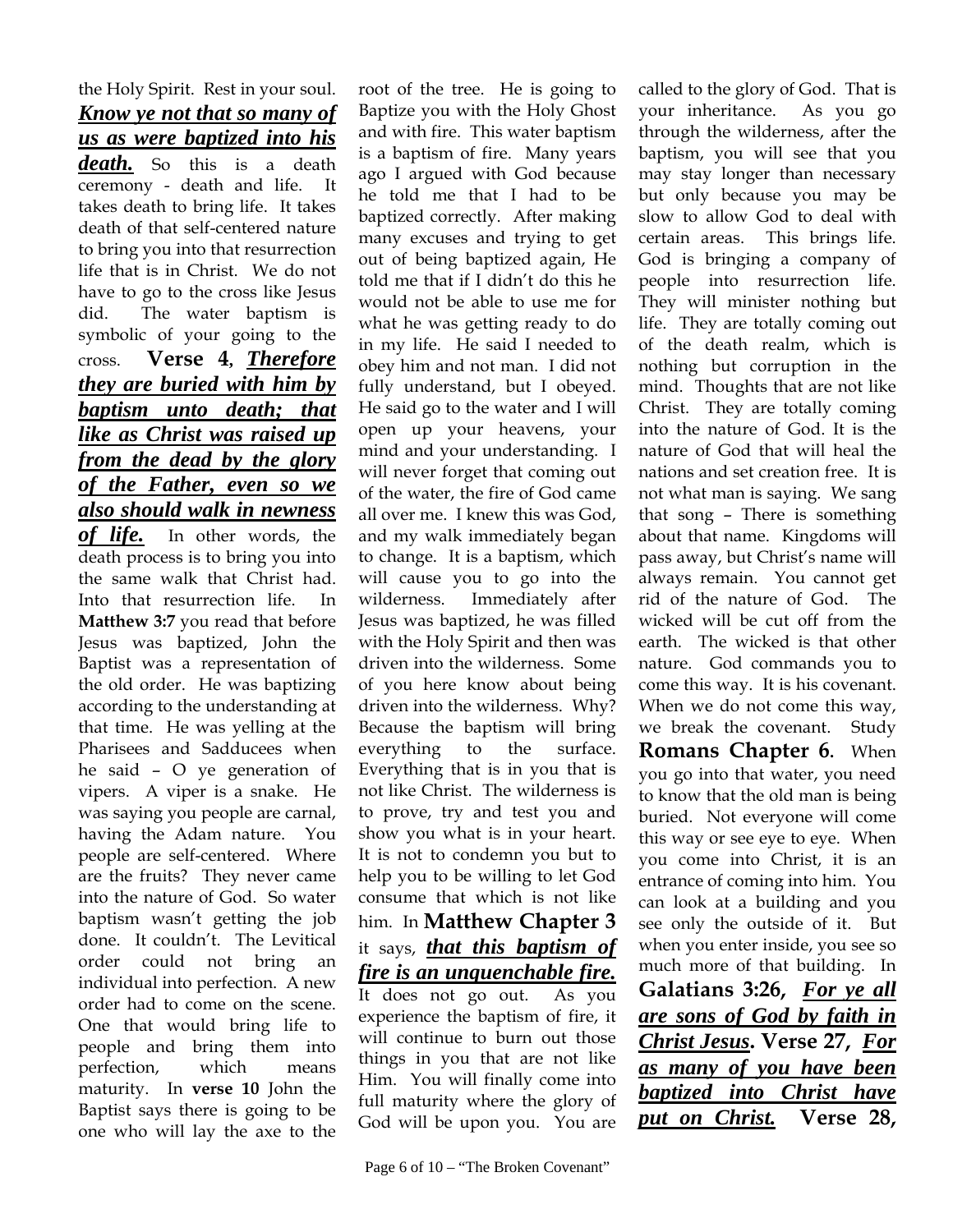the Holy Spirit. Rest in your soul. ***Know ye not that so many of us as were baptized into his death.*** So this is a death ceremony - death and life. It takes death to bring life. It takes death of that self-centered nature to bring you into that resurrection life that is in Christ. We do not have to go to the cross like Jesus did. The water baptism is symbolic of your going to the cross. **Verse 4**, ***Therefore they are buried with him by baptism unto death; that like as Christ was raised up from the dead by the glory of the Father, even so we also should walk in newness of life.*** In other words, the death process is to bring you into the same walk that Christ had. Into that resurrection life. In **Matthew 3:7** you read that before Jesus was baptized, John the Baptist was a representation of the old order. He was baptizing according to the understanding at that time. He was yelling at the Pharisees and Sadducees when he said – O ye generation of vipers. A viper is a snake. He was saying you people are carnal, having the Adam nature. You people are self-centered. Where are the fruits? They never came into the nature of God. So water baptism wasn't getting the job done. It couldn't. The Levitical order could not bring an individual into perfection. A new order had to come on the scene. One that would bring life to people and bring them into perfection, which means maturity. In **verse 10** John the Baptist says there is going to be one who will lay the axe to the root of the tree. He is going to Baptize you with the Holy Ghost and with fire. This water baptism is a baptism of fire. Many years ago I argued with God because he told me that I had to be baptized correctly. After making many excuses and trying to get out of being baptized again, He told me that if I didn't do this he would not be able to use me for what he was getting ready to do in my life. He said I needed to obey him and not man. I did not fully understand, but I obeyed. He said go to the water and I will open up your heavens, your mind and your understanding. I will never forget that coming out of the water, the fire of God came all over me. I knew this was God, and my walk immediately began to change. It is a baptism, which will cause you to go into the wilderness. Immediately after Jesus was baptized, he was filled with the Holy Spirit and then was driven into the wilderness. Some of you here know about being driven into the wilderness. Why? Because the baptism will bring everything to the surface. Everything that is in you that is not like Christ. The wilderness is to prove, try and test you and show you what is in your heart. It is not to condemn you but to help you to be willing to let God consume that which is not like him. In **Matthew Chapter 3** it says, ***that this baptism of fire is an unquenchable fire.*** It does not go out. As you experience the baptism of fire, it will continue to burn out those things in you that are not like Him. You will finally come into full maturity where the glory of God will be upon you. You are called to the glory of God. That is your inheritance. As you go through the wilderness, after the baptism, you will see that you may stay longer than necessary but only because you may be slow to allow God to deal with certain areas. This brings life. God is bringing a company of people into resurrection life. They will minister nothing but life. They are totally coming out of the death realm, which is nothing but corruption in the mind. Thoughts that are not like Christ. They are totally coming into the nature of God. It is the nature of God that will heal the nations and set creation free. It is not what man is saying. We sang that song – There is something about that name. Kingdoms will pass away, but Christ's name will always remain. You cannot get rid of the nature of God. The wicked will be cut off from the earth. The wicked is that other nature. God commands you to come this way. It is his covenant. When we do not come this way, we break the covenant. Study **Romans Chapter 6**. When you go into that water, you need to know that the old man is being buried. Not everyone will come this way or see eye to eye. When you come into Christ, it is an entrance of coming into him. You can look at a building and you see only the outside of it. But when you enter inside, you see so much more of that building. In **Galatians 3:26,** ***For ye all are sons of God by faith in Christ Jesus***. **Verse 27,** ***For as many of you have been baptized into Christ have put on Christ.*** **Verse 28,**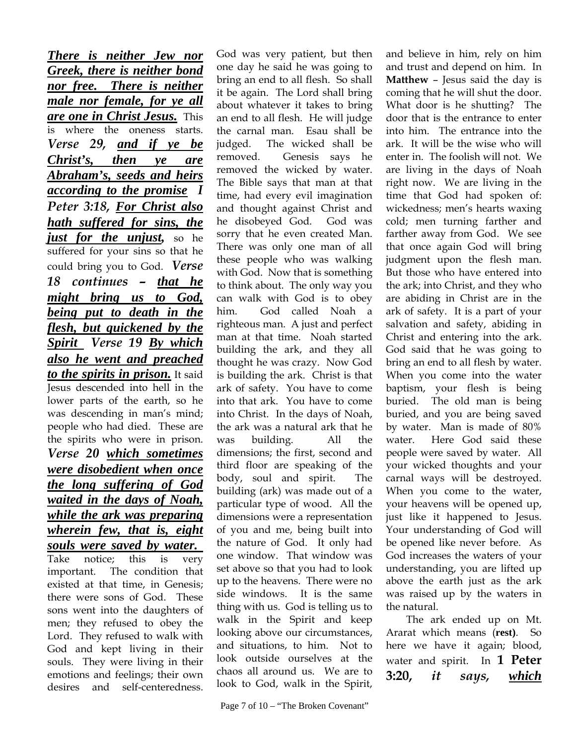***<u>There is neither Jew nor Greek, there is neither bond nor free. There is neither male nor female, for ye all are one in Christ Jesus.</u>*** This is where the oneness starts. ***Verse 29, <u>and if ye be Christ's, then ye are Abraham's, seeds and heirs according to the promise</u> I Peter 3:18, <u>For Christ also hath suffered for sins, the just for the unjust,</u>*** so he suffered for your sins so that he could bring you to God. ***Verse 18 continues – <u>that he might bring us to God, being put to death in the flesh, but quickened by the Spirit</u> Verse 19 <u>By which also he went and preached to the spirits in prison.</u>*** It said Jesus descended into hell in the lower parts of the earth, so he was descending in man's mind; people who had died. These are the spirits who were in prison. ***Verse 20 <u>which sometimes were disobedient when once the long suffering of God waited in the days of Noah, while the ark was preparing wherein few, that is, eight souls were saved by water.</u>*** Take notice; this is very important. The condition that existed at that time, in Genesis; there were sons of God. These sons went into the daughters of men; they refused to obey the Lord. They refused to walk with God and kept living in their souls. They were living in their emotions and feelings; their own desires and self-centeredness. God was very patient, but then one day he said he was going to bring an end to all flesh. So shall it be again. The Lord shall bring about whatever it takes to bring an end to all flesh. He will judge the carnal man. Esau shall be judged. The wicked shall be removed. Genesis says he removed the wicked by water. The Bible says that man at that time, had every evil imagination and thought against Christ and he disobeyed God. God was sorry that he even created Man. There was only one man of all these people who was walking with God. Now that is something to think about. The only way you can walk with God is to obey him. God called Noah a righteous man. A just and perfect man at that time. Noah started building the ark, and they all thought he was crazy. Now God is building the ark. Christ is that ark of safety. You have to come into that ark. You have to come into Christ. In the days of Noah, the ark was a natural ark that he was building. All the dimensions; the first, second and third floor are speaking of the body, soul and spirit. The building (ark) was made out of a particular type of wood. All the dimensions were a representation of you and me, being built into the nature of God. It only had one window. That window was set above so that you had to look up to the heavens. There were no side windows. It is the same thing with us. God is telling us to walk in the Spirit and keep looking above our circumstances, and situations, to him. Not to look outside ourselves at the chaos all around us. We are to look to God, walk in the Spirit, and believe in him, rely on him and trust and depend on him. In **Matthew** – Jesus said the day is coming that he will shut the door. What door is he shutting? The door that is the entrance to enter into him. The entrance into the ark. It will be the wise who will enter in. The foolish will not. We are living in the days of Noah right now. We are living in the time that God had spoken of: wickedness; men's hearts waxing cold; men turning farther and farther away from God. We see that once again God will bring judgment upon the flesh man. But those who have entered into the ark; into Christ, and they who are abiding in Christ are in the ark of safety. It is a part of your salvation and safety, abiding in Christ and entering into the ark. God said that he was going to bring an end to all flesh by water. When you come into the water baptism, your flesh is being buried. The old man is being buried, and you are being saved by water. Man is made of 80% water. Here God said these people were saved by water. All your wicked thoughts and your carnal ways will be destroyed. When you come to the water, your heavens will be opened up, just like it happened to Jesus. Your understanding of God will be opened like never before. As God increases the waters of your understanding, you are lifted up above the earth just as the ark was raised up by the waters in the natural.

The ark ended up on Mt. Ararat which means (**rest**). So here we have it again; blood, water and spirit. In **1 Peter 3:20,** *it says, <u>which</u>*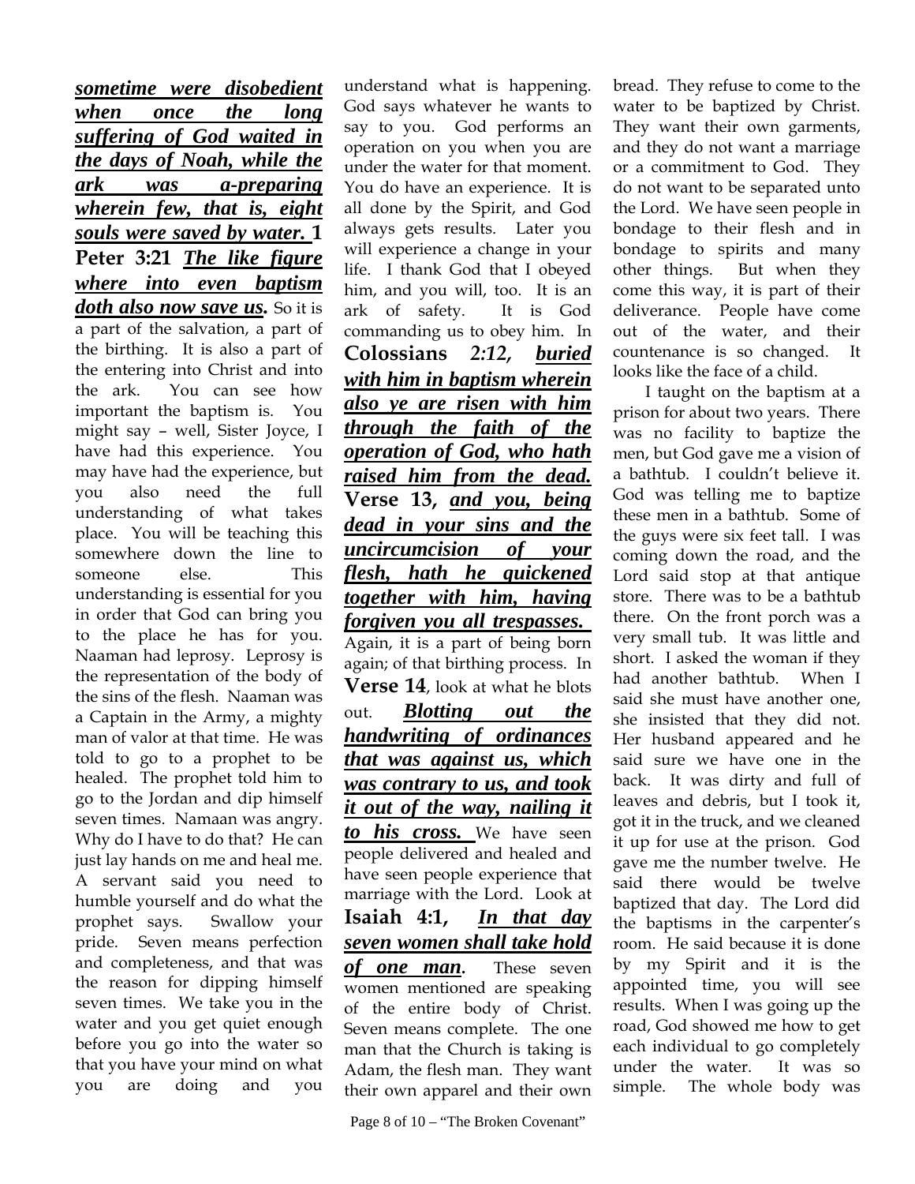***sometime were disobedient when once the long suffering of God waited in the days of Noah, while the ark was a-preparing wherein few, that is, eight souls were saved by water.*** **1 Peter 3:21** ***The like figure where into even baptism doth also now save us.*** So it is a part of the salvation, a part of the birthing. It is also a part of the entering into Christ and into the ark. You can see how important the baptism is. You might say – well, Sister Joyce, I have had this experience. You may have had the experience, but you also need the full understanding of what takes place. You will be teaching this somewhere down the line to someone else. This understanding is essential for you in order that God can bring you to the place he has for you. Naaman had leprosy. Leprosy is the representation of the body of the sins of the flesh. Naaman was a Captain in the Army, a mighty man of valor at that time. He was told to go to a prophet to be healed. The prophet told him to go to the Jordan and dip himself seven times. Namaan was angry. Why do I have to do that? He can just lay hands on me and heal me. A servant said you need to humble yourself and do what the prophet says. Swallow your pride. Seven means perfection and completeness, and that was the reason for dipping himself seven times. We take you in the water and you get quiet enough before you go into the water so that you have your mind on what you are doing and you understand what is happening. God says whatever he wants to say to you. God performs an operation on you when you are under the water for that moment. You do have an experience. It is all done by the Spirit, and God always gets results. Later you will experience a change in your life. I thank God that I obeyed him, and you will, too. It is an ark of safety. It is God commanding us to obey him. In **Colossians** ***2:12, buried with him in baptism wherein also ye are risen with him through the faith of the operation of God, who hath raised him from the dead.*** **Verse 13,** ***and you, being dead in your sins and the uncircumcision of your flesh, hath he quickened together with him, having forgiven you all trespasses.*** Again, it is a part of being born again; of that birthing process. In **Verse 14**, look at what he blots out. ***Blotting out the handwriting of ordinances that was against us, which was contrary to us, and took it out of the way, nailing it to his cross.*** We have seen people delivered and healed and have seen people experience that marriage with the Lord. Look at **Isaiah 4:1,** ***In that day seven women shall take hold of one man***. These seven women mentioned are speaking of the entire body of Christ. Seven means complete. The one man that the Church is taking is Adam, the flesh man. They want their own apparel and their own bread. They refuse to come to the water to be baptized by Christ. They want their own garments, and they do not want a marriage or a commitment to God. They do not want to be separated unto the Lord. We have seen people in bondage to their flesh and in bondage to spirits and many other things. But when they come this way, it is part of their deliverance. People have come out of the water, and their countenance is so changed. It looks like the face of a child.

I taught on the baptism at a prison for about two years. There was no facility to baptize the men, but God gave me a vision of a bathtub. I couldn't believe it. God was telling me to baptize these men in a bathtub. Some of the guys were six feet tall. I was coming down the road, and the Lord said stop at that antique store. There was to be a bathtub there. On the front porch was a very small tub. It was little and short. I asked the woman if they had another bathtub. When I said she must have another one, she insisted that they did not. Her husband appeared and he said sure we have one in the back. It was dirty and full of leaves and debris, but I took it, got it in the truck, and we cleaned it up for use at the prison. God gave me the number twelve. He said there would be twelve baptized that day. The Lord did the baptisms in the carpenter's room. He said because it is done by my Spirit and it is the appointed time, you will see results. When I was going up the road, God showed me how to get each individual to go completely under the water. It was so simple. The whole body was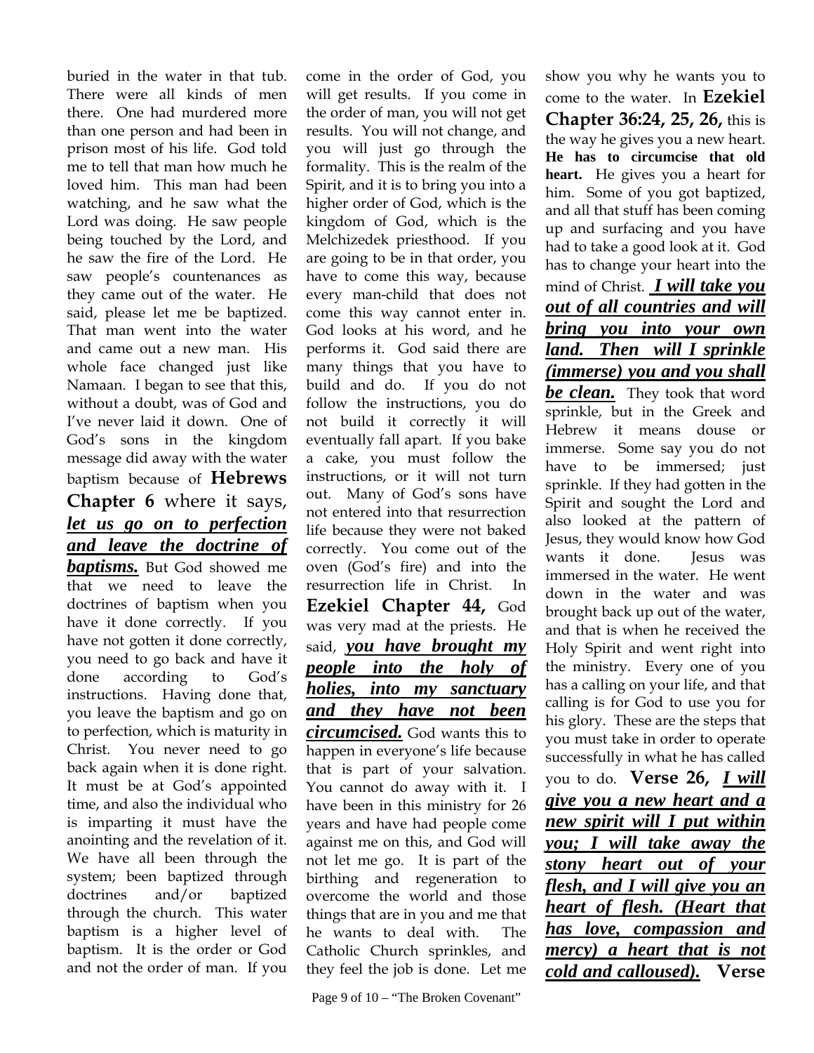buried in the water in that tub. There were all kinds of men there. One had murdered more than one person and had been in prison most of his life. God told me to tell that man how much he loved him. This man had been watching, and he saw what the Lord was doing. He saw people being touched by the Lord, and he saw the fire of the Lord. He saw people's countenances as they came out of the water. He said, please let me be baptized. That man went into the water and came out a new man. His whole face changed just like Namaan. I began to see that this, without a doubt, was of God and I've never laid it down. One of God's sons in the kingdom message did away with the water baptism because of **Hebrews Chapter 6** where it says, ***let us go on to perfection and leave the doctrine of baptisms.*** But God showed me that we need to leave the doctrines of baptism when you have it done correctly. If you have not gotten it done correctly, you need to go back and have it done according to God's instructions. Having done that, you leave the baptism and go on to perfection, which is maturity in Christ. You never need to go back again when it is done right. It must be at God's appointed time, and also the individual who is imparting it must have the anointing and the revelation of it. We have all been through the system; been baptized through doctrines and/or baptized through the church. This water baptism is a higher level of baptism. It is the order or God and not the order of man. If you come in the order of God, you will get results. If you come in the order of man, you will not get results. You will not change, and you will just go through the formality. This is the realm of the Spirit, and it is to bring you into a higher order of God, which is the kingdom of God, which is the Melchizedek priesthood. If you are going to be in that order, you have to come this way, because every man-child that does not come this way cannot enter in. God looks at his word, and he performs it. God said there are many things that you have to build and do. If you do not follow the instructions, you do not build it correctly it will eventually fall apart. If you bake a cake, you must follow the instructions, or it will not turn out. Many of God's sons have not entered into that resurrection life because they were not baked correctly. You come out of the oven (God's fire) and into the resurrection life in Christ. In **Ezekiel Chapter 44,** God was very mad at the priests. He said, ***you have brought my people into the holy of holies, into my sanctuary and they have not been circumcised.*** God wants this to happen in everyone's life because that is part of your salvation. You cannot do away with it. I have been in this ministry for 26 years and have had people come against me on this, and God will not let me go. It is part of the birthing and regeneration to overcome the world and those things that are in you and me that he wants to deal with. The Catholic Church sprinkles, and they feel the job is done. Let me show you why he wants you to come to the water. In **Ezekiel Chapter 36:24, 25, 26,** this is the way he gives you a new heart. **He has to circumcise that old heart.** He gives you a heart for him. Some of you got baptized, and all that stuff has been coming up and surfacing and you have had to take a good look at it. God has to change your heart into the mind of Christ. ***I will take you out of all countries and will bring you into your own land. Then will I sprinkle (immerse) you and you shall be clean.*** They took that word sprinkle, but in the Greek and Hebrew it means douse or immerse. Some say you do not have to be immersed; just sprinkle. If they had gotten in the Spirit and sought the Lord and also looked at the pattern of Jesus, they would know how God wants it done. Jesus was immersed in the water. He went down in the water and was brought back up out of the water, and that is when he received the Holy Spirit and went right into the ministry. Every one of you has a calling on your life, and that calling is for God to use you for his glory. These are the steps that you must take in order to operate successfully in what he has called you to do. **Verse 26,** ***I will give you a new heart and a new spirit will I put within you; I will take away the stony heart out of your flesh, and I will give you an heart of flesh. (Heart that has love, compassion and mercy) a heart that is not cold and calloused).*** **Verse**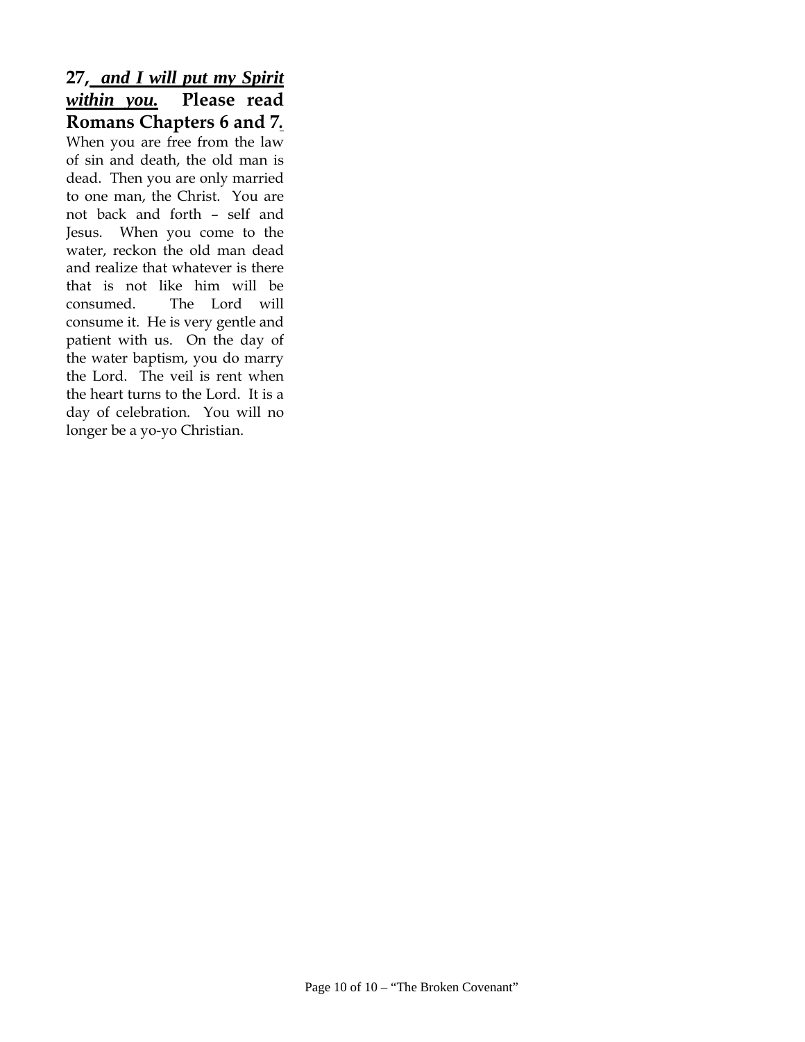**27, *and I will put my Spirit within you.* Please read Romans Chapters 6 and 7.**

When you are free from the law of sin and death, the old man is dead. Then you are only married to one man, the Christ. You are not back and forth – self and Jesus. When you come to the water, reckon the old man dead and realize that whatever is there that is not like him will be consumed. The Lord will consume it. He is very gentle and patient with us. On the day of the water baptism, you do marry the Lord. The veil is rent when the heart turns to the Lord. It is a day of celebration. You will no longer be a yo-yo Christian.